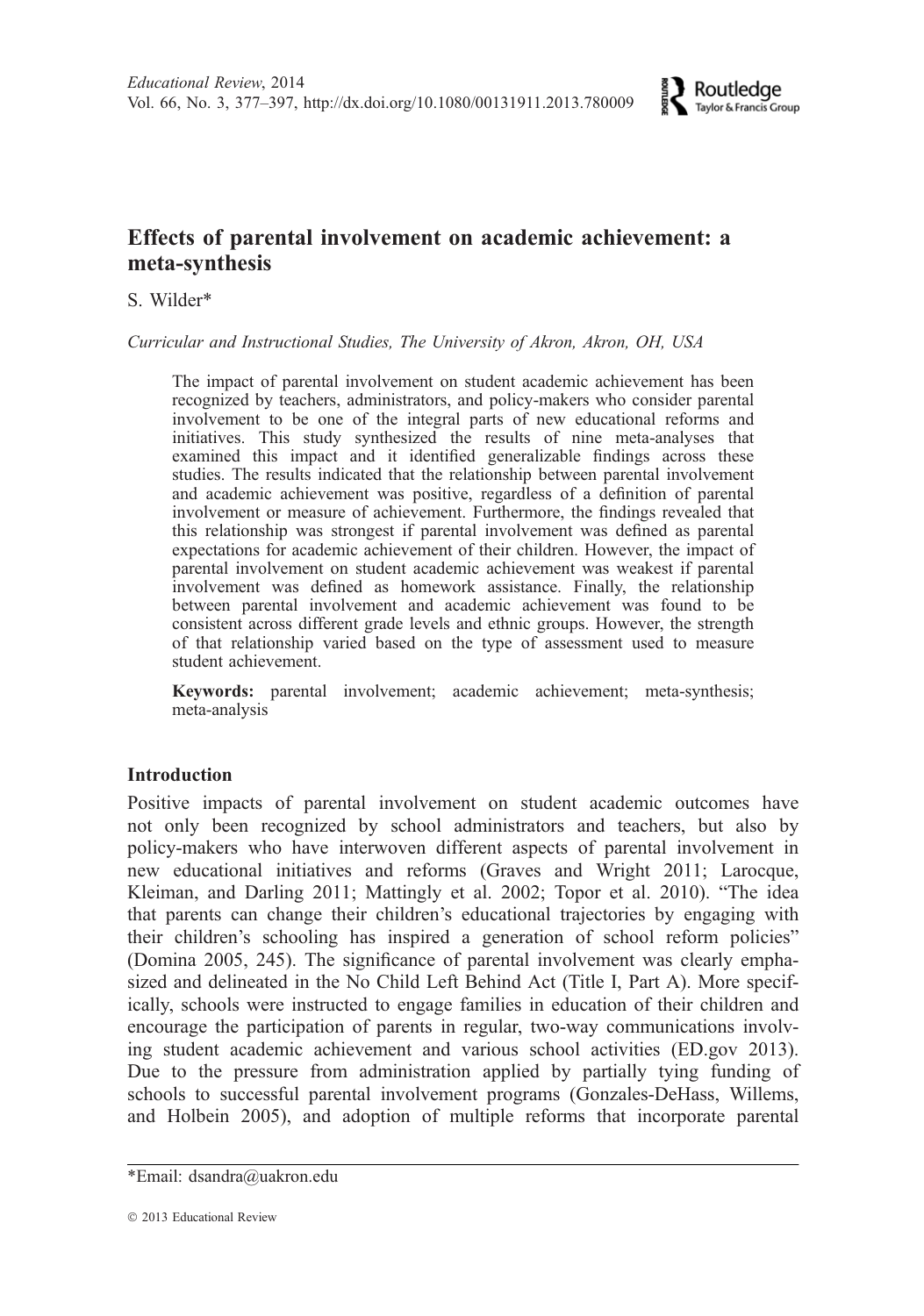# Effects of parental involvement on academic achievement: a meta-synthesis

S. Wilder*

*Curricular and Instructional Studies, The University of Akron, Akron, OH, USA*

The impact of parental involvement on student academic achievement has been recognized by teachers, administrators, and policy-makers who consider parental involvement to be one of the integral parts of new educational reforms and initiatives. This study synthesized the results of nine meta-analyses that examined this impact and it identified generalizable findings across these studies. The results indicated that the relationship between parental involvement and academic achievement was positive, regardless of a definition of parental involvement or measure of achievement. Furthermore, the findings revealed that this relationship was strongest if parental involvement was defined as parental expectations for academic achievement of their children. However, the impact of parental involvement on student academic achievement was weakest if parental involvement was defined as homework assistance. Finally, the relationship between parental involvement and academic achievement was found to be consistent across different grade levels and ethnic groups. However, the strength of that relationship varied based on the type of assessment used to measure student achievement.

**Keywords:** parental involvement; academic achievement; meta-synthesis; meta-analysis

## Introduction

Positive impacts of parental involvement on student academic outcomes have not only been recognized by school administrators and teachers, but also by policy-makers who have interwoven different aspects of parental involvement in new educational initiatives and reforms (Graves and Wright 2011; Larocque, Kleiman, and Darling 2011; Mattingly et al. 2002; Topor et al. 2010). "The idea that parents can change their children's educational trajectories by engaging with their children's schooling has inspired a generation of school reform policies" (Domina 2005, 245). The significance of parental involvement was clearly emphasized and delineated in the No Child Left Behind Act (Title I, Part A). More specifically, schools were instructed to engage families in education of their children and encourage the participation of parents in regular, two-way communications involving student academic achievement and various school activities (ED.gov 2013). Due to the pressure from administration applied by partially tying funding of schools to successful parental involvement programs (Gonzales-DeHass, Willems, and Holbein 2005), and adoption of multiple reforms that incorporate parental

*Email: dsandra@uakron.edu

© 2013 Educational Review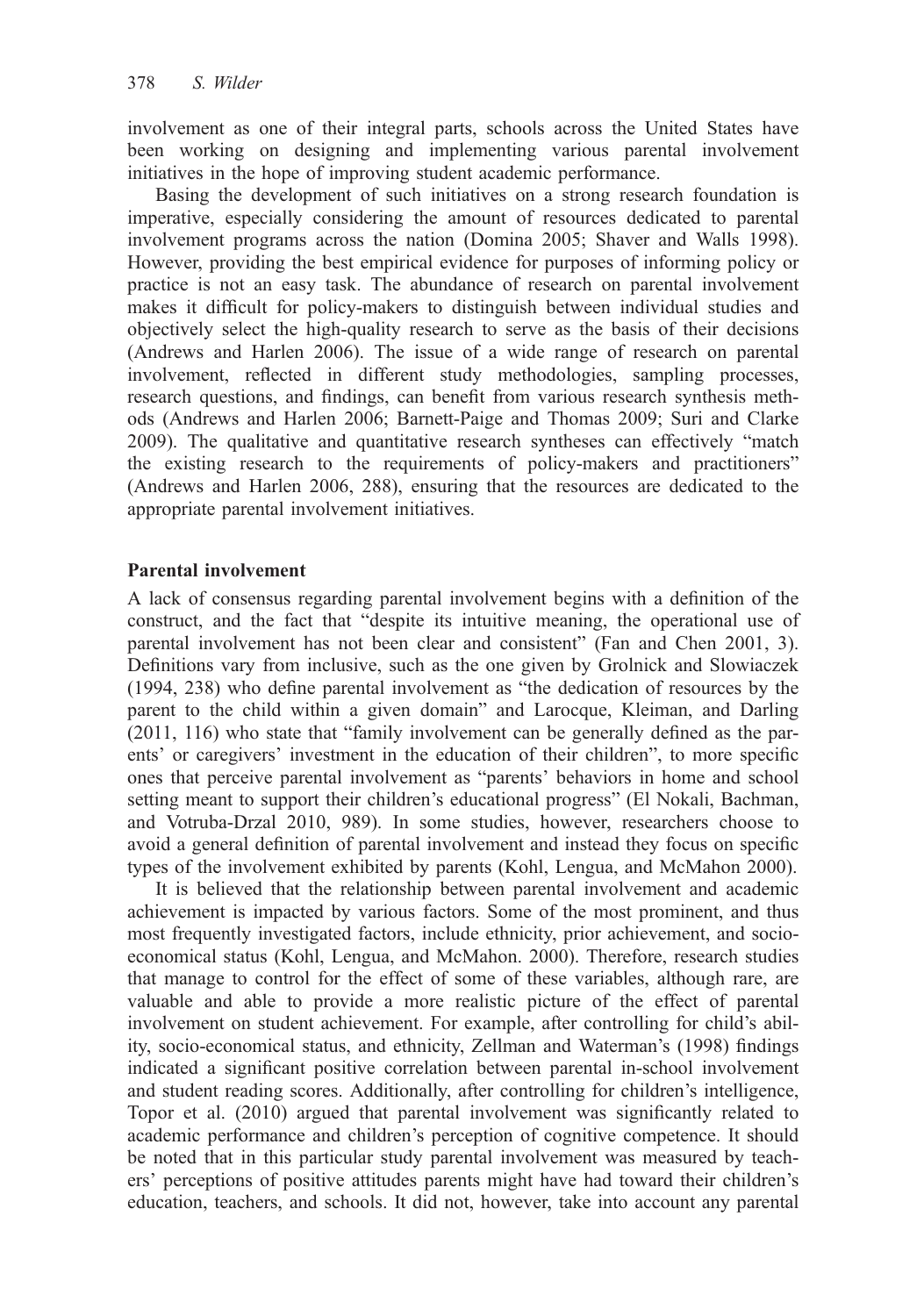involvement as one of their integral parts, schools across the United States have been working on designing and implementing various parental involvement initiatives in the hope of improving student academic performance.

Basing the development of such initiatives on a strong research foundation is imperative, especially considering the amount of resources dedicated to parental involvement programs across the nation (Domina 2005; Shaver and Walls 1998). However, providing the best empirical evidence for purposes of informing policy or practice is not an easy task. The abundance of research on parental involvement makes it difficult for policy-makers to distinguish between individual studies and objectively select the high-quality research to serve as the basis of their decisions (Andrews and Harlen 2006). The issue of a wide range of research on parental involvement, reflected in different study methodologies, sampling processes, research questions, and findings, can benefit from various research synthesis methods (Andrews and Harlen 2006; Barnett-Paige and Thomas 2009; Suri and Clarke 2009). The qualitative and quantitative research syntheses can effectively "match the existing research to the requirements of policy-makers and practitioners" (Andrews and Harlen 2006, 288), ensuring that the resources are dedicated to the appropriate parental involvement initiatives.

## Parental involvement

A lack of consensus regarding parental involvement begins with a definition of the construct, and the fact that "despite its intuitive meaning, the operational use of parental involvement has not been clear and consistent" (Fan and Chen 2001, 3). Definitions vary from inclusive, such as the one given by Grolnick and Slowiaczek (1994, 238) who define parental involvement as "the dedication of resources by the parent to the child within a given domain" and Larocque, Kleiman, and Darling (2011, 116) who state that "family involvement can be generally defined as the parents' or caregivers' investment in the education of their children", to more specific ones that perceive parental involvement as "parents' behaviors in home and school setting meant to support their children's educational progress" (El Nokali, Bachman, and Votruba-Drzal 2010, 989). In some studies, however, researchers choose to avoid a general definition of parental involvement and instead they focus on specific types of the involvement exhibited by parents (Kohl, Lengua, and McMahon 2000).

It is believed that the relationship between parental involvement and academic achievement is impacted by various factors. Some of the most prominent, and thus most frequently investigated factors, include ethnicity, prior achievement, and socio-economical status (Kohl, Lengua, and McMahon. 2000). Therefore, research studies that manage to control for the effect of some of these variables, although rare, are valuable and able to provide a more realistic picture of the effect of parental involvement on student achievement. For example, after controlling for child's ability, socio-economical status, and ethnicity, Zellman and Waterman's (1998) findings indicated a significant positive correlation between parental in-school involvement and student reading scores. Additionally, after controlling for children's intelligence, Topor et al. (2010) argued that parental involvement was significantly related to academic performance and children's perception of cognitive competence. It should be noted that in this particular study parental involvement was measured by teachers' perceptions of positive attitudes parents might have had toward their children's education, teachers, and schools. It did not, however, take into account any parental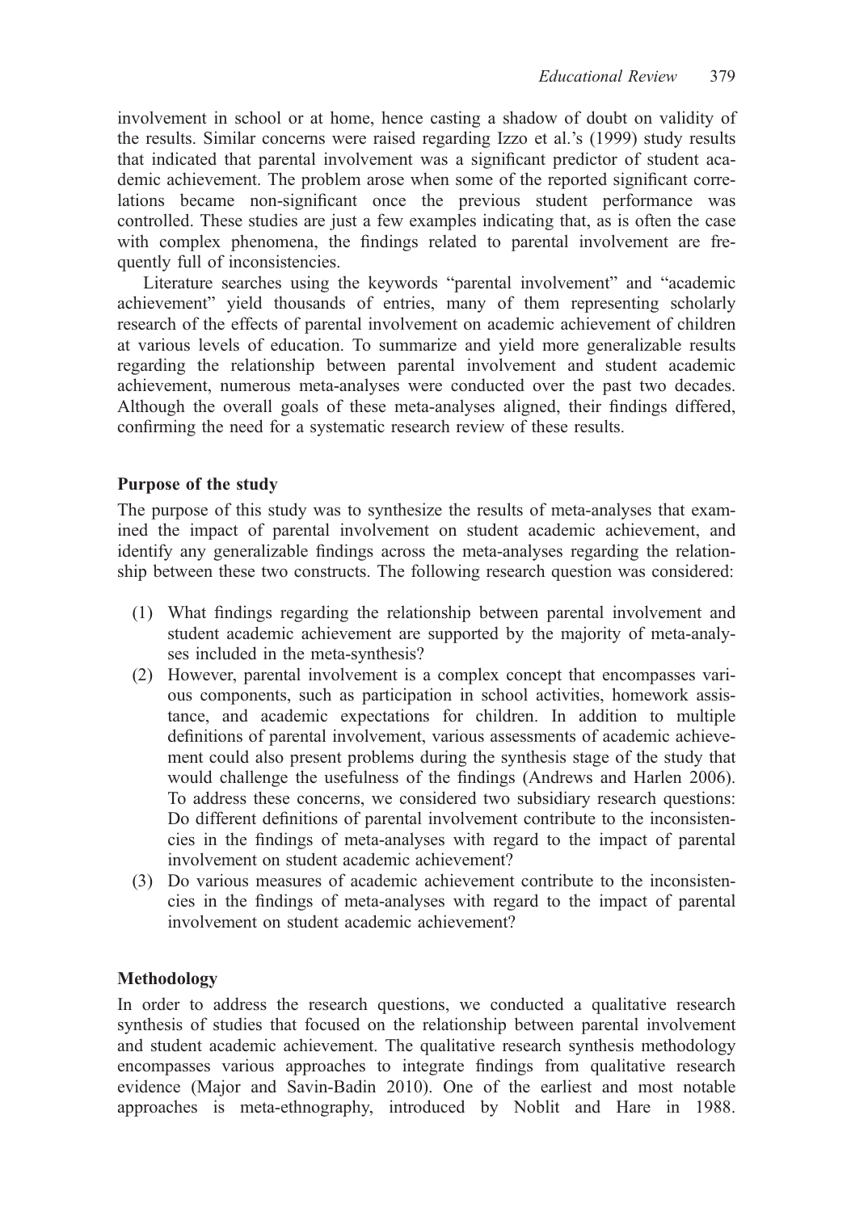involvement in school or at home, hence casting a shadow of doubt on validity of the results. Similar concerns were raised regarding Izzo et al.'s (1999) study results that indicated that parental involvement was a significant predictor of student academic achievement. The problem arose when some of the reported significant correlations became non-significant once the previous student performance was controlled. These studies are just a few examples indicating that, as is often the case with complex phenomena, the findings related to parental involvement are frequently full of inconsistencies.

Literature searches using the keywords "parental involvement" and "academic achievement" yield thousands of entries, many of them representing scholarly research of the effects of parental involvement on academic achievement of children at various levels of education. To summarize and yield more generalizable results regarding the relationship between parental involvement and student academic achievement, numerous meta-analyses were conducted over the past two decades. Although the overall goals of these meta-analyses aligned, their findings differed, confirming the need for a systematic research review of these results.

### Purpose of the study

The purpose of this study was to synthesize the results of meta-analyses that examined the impact of parental involvement on student academic achievement, and identify any generalizable findings across the meta-analyses regarding the relationship between these two constructs. The following research question was considered:

(1) What findings regarding the relationship between parental involvement and student academic achievement are supported by the majority of meta-analyses included in the meta-synthesis?
(2) However, parental involvement is a complex concept that encompasses various components, such as participation in school activities, homework assistance, and academic expectations for children. In addition to multiple definitions of parental involvement, various assessments of academic achievement could also present problems during the synthesis stage of the study that would challenge the usefulness of the findings (Andrews and Harlen 2006). To address these concerns, we considered two subsidiary research questions: Do different definitions of parental involvement contribute to the inconsistencies in the findings of meta-analyses with regard to the impact of parental involvement on student academic achievement?
(3) Do various measures of academic achievement contribute to the inconsistencies in the findings of meta-analyses with regard to the impact of parental involvement on student academic achievement?

### Methodology

In order to address the research questions, we conducted a qualitative research synthesis of studies that focused on the relationship between parental involvement and student academic achievement. The qualitative research synthesis methodology encompasses various approaches to integrate findings from qualitative research evidence (Major and Savin-Badin 2010). One of the earliest and most notable approaches is meta-ethnography, introduced by Noblit and Hare in 1988.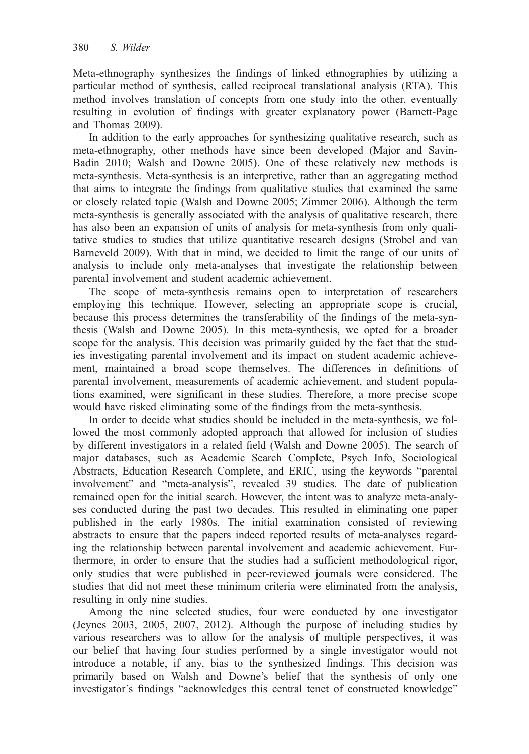Meta-ethnography synthesizes the findings of linked ethnographies by utilizing a particular method of synthesis, called reciprocal translational analysis (RTA). This method involves translation of concepts from one study into the other, eventually resulting in evolution of findings with greater explanatory power (Barnett-Page and Thomas 2009).

In addition to the early approaches for synthesizing qualitative research, such as meta-ethnography, other methods have since been developed (Major and Savin-Badin 2010; Walsh and Downe 2005). One of these relatively new methods is meta-synthesis. Meta-synthesis is an interpretive, rather than an aggregating method that aims to integrate the findings from qualitative studies that examined the same or closely related topic (Walsh and Downe 2005; Zimmer 2006). Although the term meta-synthesis is generally associated with the analysis of qualitative research, there has also been an expansion of units of analysis for meta-synthesis from only qualitative studies to studies that utilize quantitative research designs (Strobel and van Barneveld 2009). With that in mind, we decided to limit the range of our units of analysis to include only meta-analyses that investigate the relationship between parental involvement and student academic achievement.

The scope of meta-synthesis remains open to interpretation of researchers employing this technique. However, selecting an appropriate scope is crucial, because this process determines the transferability of the findings of the meta-synthesis (Walsh and Downe 2005). In this meta-synthesis, we opted for a broader scope for the analysis. This decision was primarily guided by the fact that the studies investigating parental involvement and its impact on student academic achievement, maintained a broad scope themselves. The differences in definitions of parental involvement, measurements of academic achievement, and student populations examined, were significant in these studies. Therefore, a more precise scope would have risked eliminating some of the findings from the meta-synthesis.

In order to decide what studies should be included in the meta-synthesis, we followed the most commonly adopted approach that allowed for inclusion of studies by different investigators in a related field (Walsh and Downe 2005). The search of major databases, such as Academic Search Complete, Psych Info, Sociological Abstracts, Education Research Complete, and ERIC, using the keywords "parental involvement" and "meta-analysis", revealed 39 studies. The date of publication remained open for the initial search. However, the intent was to analyze meta-analyses conducted during the past two decades. This resulted in eliminating one paper published in the early 1980s. The initial examination consisted of reviewing abstracts to ensure that the papers indeed reported results of meta-analyses regarding the relationship between parental involvement and academic achievement. Furthermore, in order to ensure that the studies had a sufficient methodological rigor, only studies that were published in peer-reviewed journals were considered. The studies that did not meet these minimum criteria were eliminated from the analysis, resulting in only nine studies.

Among the nine selected studies, four were conducted by one investigator (Jeynes 2003, 2005, 2007, 2012). Although the purpose of including studies by various researchers was to allow for the analysis of multiple perspectives, it was our belief that having four studies performed by a single investigator would not introduce a notable, if any, bias to the synthesized findings. This decision was primarily based on Walsh and Downe's belief that the synthesis of only one investigator's findings "acknowledges this central tenet of constructed knowledge"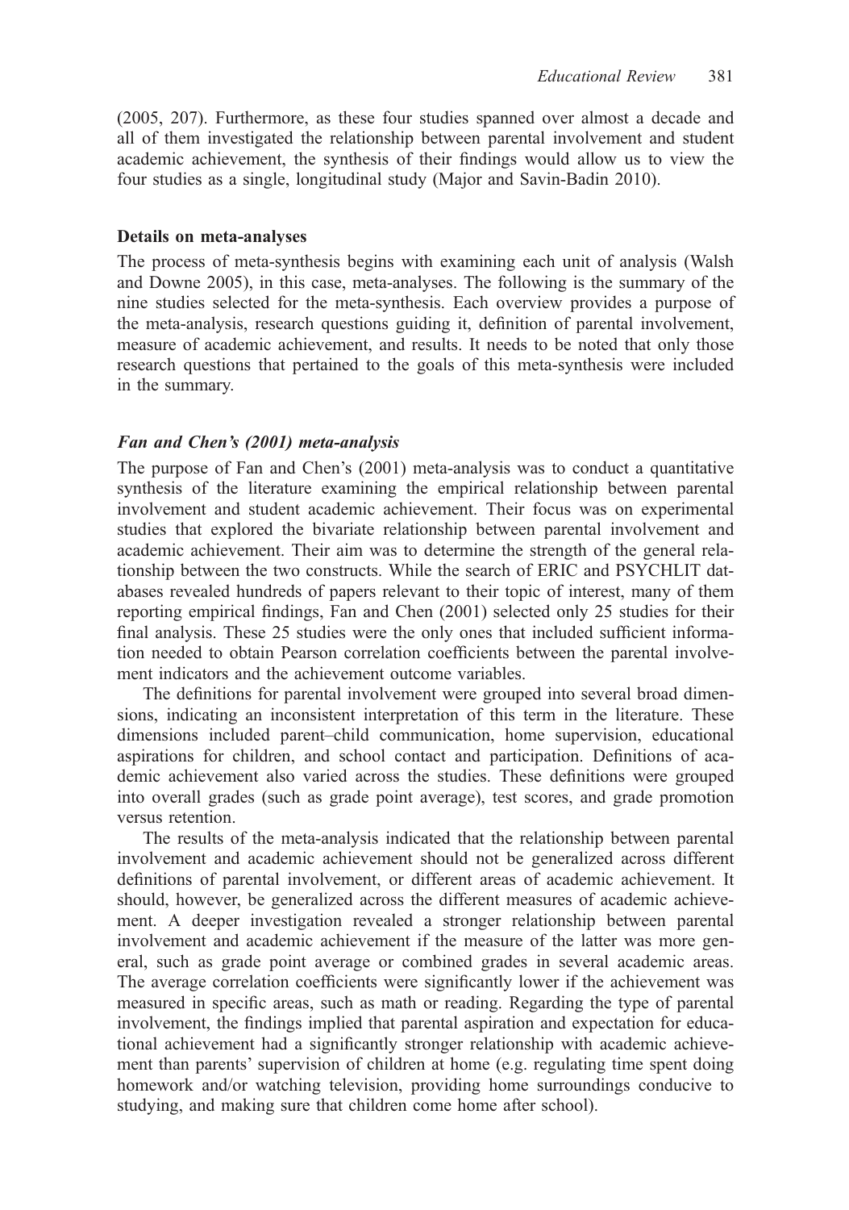(2005, 207). Furthermore, as these four studies spanned over almost a decade and all of them investigated the relationship between parental involvement and student academic achievement, the synthesis of their findings would allow us to view the four studies as a single, longitudinal study (Major and Savin-Badin 2010).

## Details on meta-analyses

The process of meta-synthesis begins with examining each unit of analysis (Walsh and Downe 2005), in this case, meta-analyses. The following is the summary of the nine studies selected for the meta-synthesis. Each overview provides a purpose of the meta-analysis, research questions guiding it, definition of parental involvement, measure of academic achievement, and results. It needs to be noted that only those research questions that pertained to the goals of this meta-synthesis were included in the summary.

### *Fan and Chen's (2001) meta-analysis*

The purpose of Fan and Chen's (2001) meta-analysis was to conduct a quantitative synthesis of the literature examining the empirical relationship between parental involvement and student academic achievement. Their focus was on experimental studies that explored the bivariate relationship between parental involvement and academic achievement. Their aim was to determine the strength of the general relationship between the two constructs. While the search of ERIC and PSYCHLIT databases revealed hundreds of papers relevant to their topic of interest, many of them reporting empirical findings, Fan and Chen (2001) selected only 25 studies for their final analysis. These 25 studies were the only ones that included sufficient information needed to obtain Pearson correlation coefficients between the parental involvement indicators and the achievement outcome variables.

The definitions for parental involvement were grouped into several broad dimensions, indicating an inconsistent interpretation of this term in the literature. These dimensions included parent–child communication, home supervision, educational aspirations for children, and school contact and participation. Definitions of academic achievement also varied across the studies. These definitions were grouped into overall grades (such as grade point average), test scores, and grade promotion versus retention.

The results of the meta-analysis indicated that the relationship between parental involvement and academic achievement should not be generalized across different definitions of parental involvement, or different areas of academic achievement. It should, however, be generalized across the different measures of academic achievement. A deeper investigation revealed a stronger relationship between parental involvement and academic achievement if the measure of the latter was more general, such as grade point average or combined grades in several academic areas. The average correlation coefficients were significantly lower if the achievement was measured in specific areas, such as math or reading. Regarding the type of parental involvement, the findings implied that parental aspiration and expectation for educational achievement had a significantly stronger relationship with academic achievement than parents' supervision of children at home (e.g. regulating time spent doing homework and/or watching television, providing home surroundings conducive to studying, and making sure that children come home after school).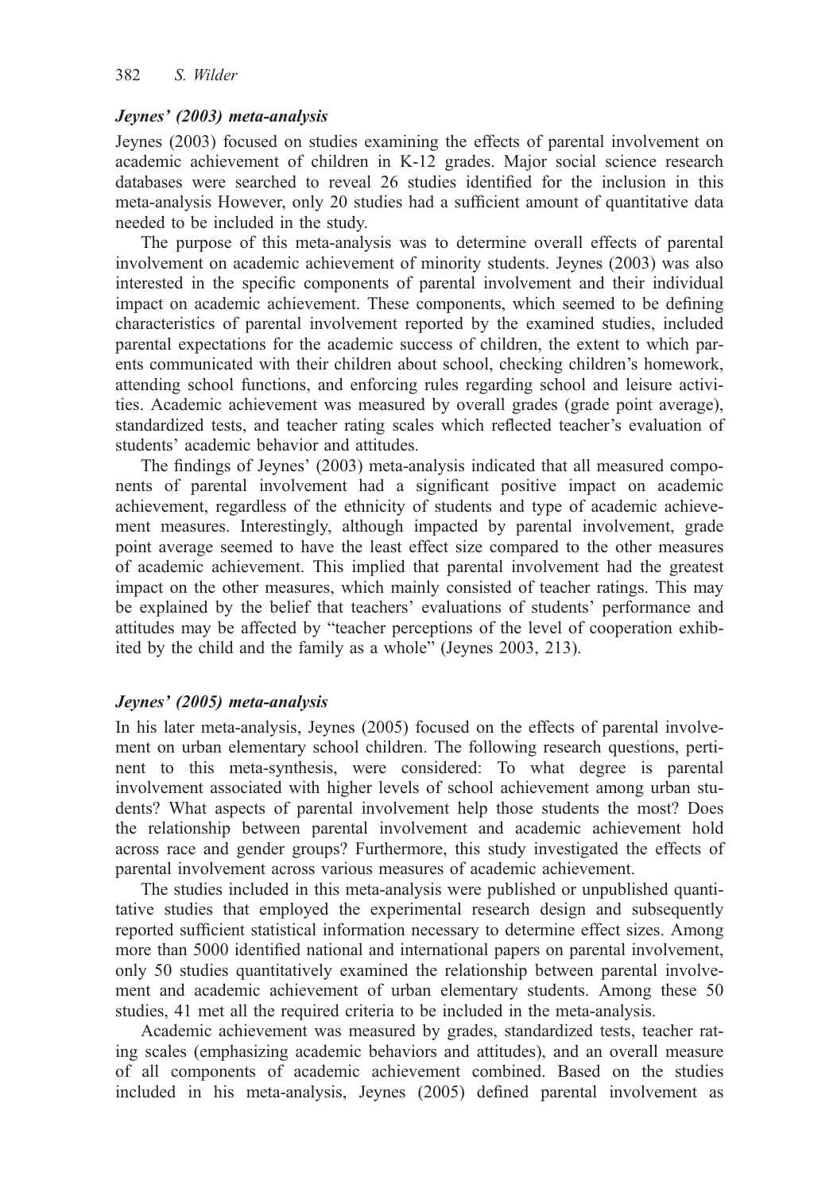### *Jeynes' (2003) meta-analysis*

Jeynes (2003) focused on studies examining the effects of parental involvement on academic achievement of children in K-12 grades. Major social science research databases were searched to reveal 26 studies identified for the inclusion in this meta-analysis However, only 20 studies had a sufficient amount of quantitative data needed to be included in the study.

The purpose of this meta-analysis was to determine overall effects of parental involvement on academic achievement of minority students. Jeynes (2003) was also interested in the specific components of parental involvement and their individual impact on academic achievement. These components, which seemed to be defining characteristics of parental involvement reported by the examined studies, included parental expectations for the academic success of children, the extent to which parents communicated with their children about school, checking children's homework, attending school functions, and enforcing rules regarding school and leisure activities. Academic achievement was measured by overall grades (grade point average), standardized tests, and teacher rating scales which reflected teacher's evaluation of students' academic behavior and attitudes.

The findings of Jeynes' (2003) meta-analysis indicated that all measured components of parental involvement had a significant positive impact on academic achievement, regardless of the ethnicity of students and type of academic achievement measures. Interestingly, although impacted by parental involvement, grade point average seemed to have the least effect size compared to the other measures of academic achievement. This implied that parental involvement had the greatest impact on the other measures, which mainly consisted of teacher ratings. This may be explained by the belief that teachers' evaluations of students' performance and attitudes may be affected by "teacher perceptions of the level of cooperation exhibited by the child and the family as a whole" (Jeynes 2003, 213).

### *Jeynes' (2005) meta-analysis*

In his later meta-analysis, Jeynes (2005) focused on the effects of parental involvement on urban elementary school children. The following research questions, pertinent to this meta-synthesis, were considered: To what degree is parental involvement associated with higher levels of school achievement among urban students? What aspects of parental involvement help those students the most? Does the relationship between parental involvement and academic achievement hold across race and gender groups? Furthermore, this study investigated the effects of parental involvement across various measures of academic achievement.

The studies included in this meta-analysis were published or unpublished quantitative studies that employed the experimental research design and subsequently reported sufficient statistical information necessary to determine effect sizes. Among more than 5000 identified national and international papers on parental involvement, only 50 studies quantitatively examined the relationship between parental involvement and academic achievement of urban elementary students. Among these 50 studies, 41 met all the required criteria to be included in the meta-analysis.

Academic achievement was measured by grades, standardized tests, teacher rating scales (emphasizing academic behaviors and attitudes), and an overall measure of all components of academic achievement combined. Based on the studies included in his meta-analysis, Jeynes (2005) defined parental involvement as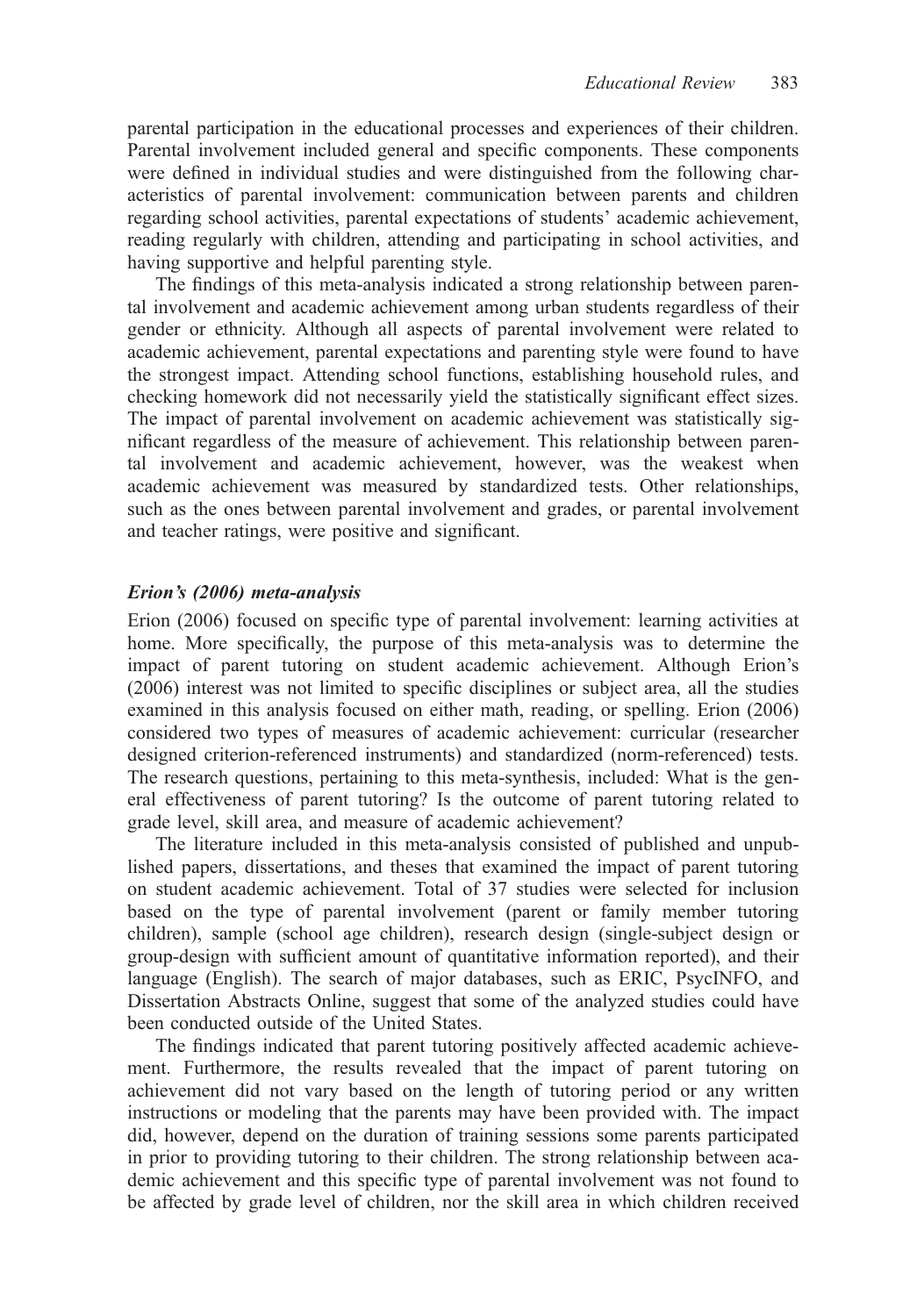parental participation in the educational processes and experiences of their children. Parental involvement included general and specific components. These components were defined in individual studies and were distinguished from the following characteristics of parental involvement: communication between parents and children regarding school activities, parental expectations of students' academic achievement, reading regularly with children, attending and participating in school activities, and having supportive and helpful parenting style.

The findings of this meta-analysis indicated a strong relationship between parental involvement and academic achievement among urban students regardless of their gender or ethnicity. Although all aspects of parental involvement were related to academic achievement, parental expectations and parenting style were found to have the strongest impact. Attending school functions, establishing household rules, and checking homework did not necessarily yield the statistically significant effect sizes. The impact of parental involvement on academic achievement was statistically significant regardless of the measure of achievement. This relationship between parental involvement and academic achievement, however, was the weakest when academic achievement was measured by standardized tests. Other relationships, such as the ones between parental involvement and grades, or parental involvement and teacher ratings, were positive and significant.

### *Erion's (2006) meta-analysis*

Erion (2006) focused on specific type of parental involvement: learning activities at home. More specifically, the purpose of this meta-analysis was to determine the impact of parent tutoring on student academic achievement. Although Erion's (2006) interest was not limited to specific disciplines or subject area, all the studies examined in this analysis focused on either math, reading, or spelling. Erion (2006) considered two types of measures of academic achievement: curricular (researcher designed criterion-referenced instruments) and standardized (norm-referenced) tests. The research questions, pertaining to this meta-synthesis, included: What is the general effectiveness of parent tutoring? Is the outcome of parent tutoring related to grade level, skill area, and measure of academic achievement?

The literature included in this meta-analysis consisted of published and unpublished papers, dissertations, and theses that examined the impact of parent tutoring on student academic achievement. Total of 37 studies were selected for inclusion based on the type of parental involvement (parent or family member tutoring children), sample (school age children), research design (single-subject design or group-design with sufficient amount of quantitative information reported), and their language (English). The search of major databases, such as ERIC, PsycINFO, and Dissertation Abstracts Online, suggest that some of the analyzed studies could have been conducted outside of the United States.

The findings indicated that parent tutoring positively affected academic achievement. Furthermore, the results revealed that the impact of parent tutoring on achievement did not vary based on the length of tutoring period or any written instructions or modeling that the parents may have been provided with. The impact did, however, depend on the duration of training sessions some parents participated in prior to providing tutoring to their children. The strong relationship between academic achievement and this specific type of parental involvement was not found to be affected by grade level of children, nor the skill area in which children received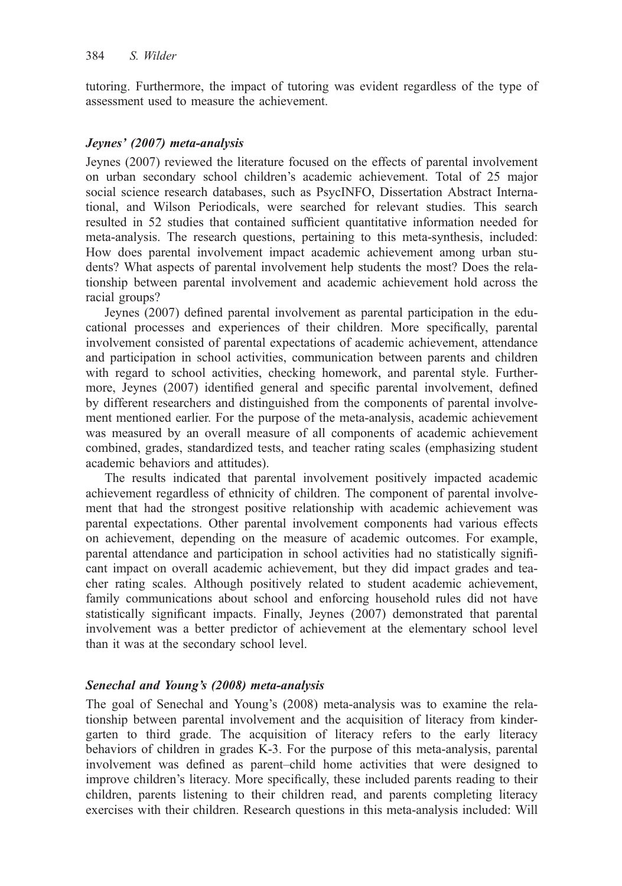tutoring. Furthermore, the impact of tutoring was evident regardless of the type of assessment used to measure the achievement.

### *Jeynes' (2007) meta-analysis*

Jeynes (2007) reviewed the literature focused on the effects of parental involvement on urban secondary school children's academic achievement. Total of 25 major social science research databases, such as PsycINFO, Dissertation Abstract International, and Wilson Periodicals, were searched for relevant studies. This search resulted in 52 studies that contained sufficient quantitative information needed for meta-analysis. The research questions, pertaining to this meta-synthesis, included: How does parental involvement impact academic achievement among urban students? What aspects of parental involvement help students the most? Does the relationship between parental involvement and academic achievement hold across the racial groups?

Jeynes (2007) defined parental involvement as parental participation in the educational processes and experiences of their children. More specifically, parental involvement consisted of parental expectations of academic achievement, attendance and participation in school activities, communication between parents and children with regard to school activities, checking homework, and parental style. Furthermore, Jeynes (2007) identified general and specific parental involvement, defined by different researchers and distinguished from the components of parental involvement mentioned earlier. For the purpose of the meta-analysis, academic achievement was measured by an overall measure of all components of academic achievement combined, grades, standardized tests, and teacher rating scales (emphasizing student academic behaviors and attitudes).

The results indicated that parental involvement positively impacted academic achievement regardless of ethnicity of children. The component of parental involvement that had the strongest positive relationship with academic achievement was parental expectations. Other parental involvement components had various effects on achievement, depending on the measure of academic outcomes. For example, parental attendance and participation in school activities had no statistically significant impact on overall academic achievement, but they did impact grades and teacher rating scales. Although positively related to student academic achievement, family communications about school and enforcing household rules did not have statistically significant impacts. Finally, Jeynes (2007) demonstrated that parental involvement was a better predictor of achievement at the elementary school level than it was at the secondary school level.

### *Senechal and Young's (2008) meta-analysis*

The goal of Senechal and Young's (2008) meta-analysis was to examine the relationship between parental involvement and the acquisition of literacy from kindergarten to third grade. The acquisition of literacy refers to the early literacy behaviors of children in grades K-3. For the purpose of this meta-analysis, parental involvement was defined as parent–child home activities that were designed to improve children's literacy. More specifically, these included parents reading to their children, parents listening to their children read, and parents completing literacy exercises with their children. Research questions in this meta-analysis included: Will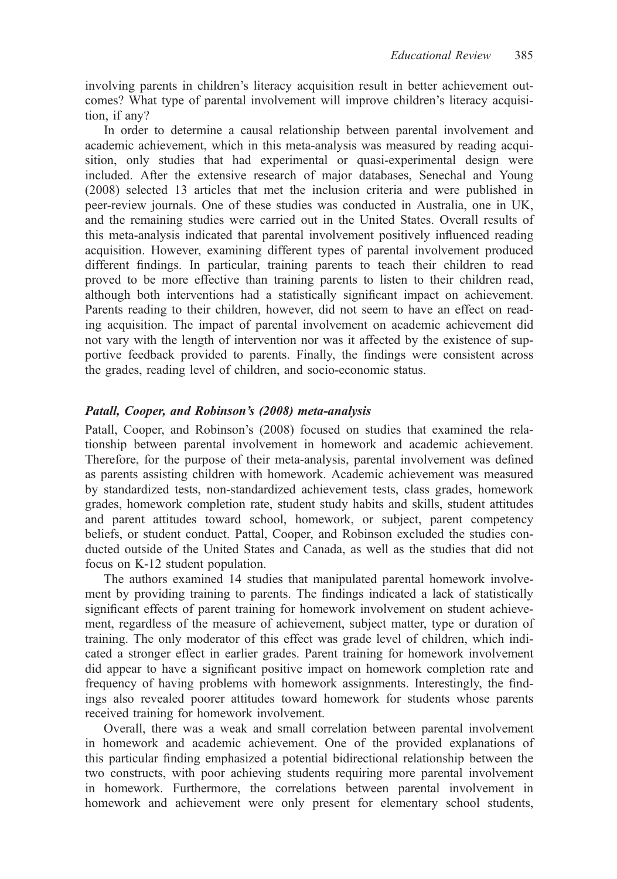involving parents in children's literacy acquisition result in better achievement outcomes? What type of parental involvement will improve children's literacy acquisition, if any?

In order to determine a causal relationship between parental involvement and academic achievement, which in this meta-analysis was measured by reading acquisition, only studies that had experimental or quasi-experimental design were included. After the extensive research of major databases, Senechal and Young (2008) selected 13 articles that met the inclusion criteria and were published in peer-review journals. One of these studies was conducted in Australia, one in UK, and the remaining studies were carried out in the United States. Overall results of this meta-analysis indicated that parental involvement positively influenced reading acquisition. However, examining different types of parental involvement produced different findings. In particular, training parents to teach their children to read proved to be more effective than training parents to listen to their children read, although both interventions had a statistically significant impact on achievement. Parents reading to their children, however, did not seem to have an effect on reading acquisition. The impact of parental involvement on academic achievement did not vary with the length of intervention nor was it affected by the existence of supportive feedback provided to parents. Finally, the findings were consistent across the grades, reading level of children, and socio-economic status.

### *Patall, Cooper, and Robinson's (2008) meta-analysis*

Patall, Cooper, and Robinson's (2008) focused on studies that examined the relationship between parental involvement in homework and academic achievement. Therefore, for the purpose of their meta-analysis, parental involvement was defined as parents assisting children with homework. Academic achievement was measured by standardized tests, non-standardized achievement tests, class grades, homework grades, homework completion rate, student study habits and skills, student attitudes and parent attitudes toward school, homework, or subject, parent competency beliefs, or student conduct. Pattal, Cooper, and Robinson excluded the studies conducted outside of the United States and Canada, as well as the studies that did not focus on K-12 student population.

The authors examined 14 studies that manipulated parental homework involvement by providing training to parents. The findings indicated a lack of statistically significant effects of parent training for homework involvement on student achievement, regardless of the measure of achievement, subject matter, type or duration of training. The only moderator of this effect was grade level of children, which indicated a stronger effect in earlier grades. Parent training for homework involvement did appear to have a significant positive impact on homework completion rate and frequency of having problems with homework assignments. Interestingly, the findings also revealed poorer attitudes toward homework for students whose parents received training for homework involvement.

Overall, there was a weak and small correlation between parental involvement in homework and academic achievement. One of the provided explanations of this particular finding emphasized a potential bidirectional relationship between the two constructs, with poor achieving students requiring more parental involvement in homework. Furthermore, the correlations between parental involvement in homework and achievement were only present for elementary school students,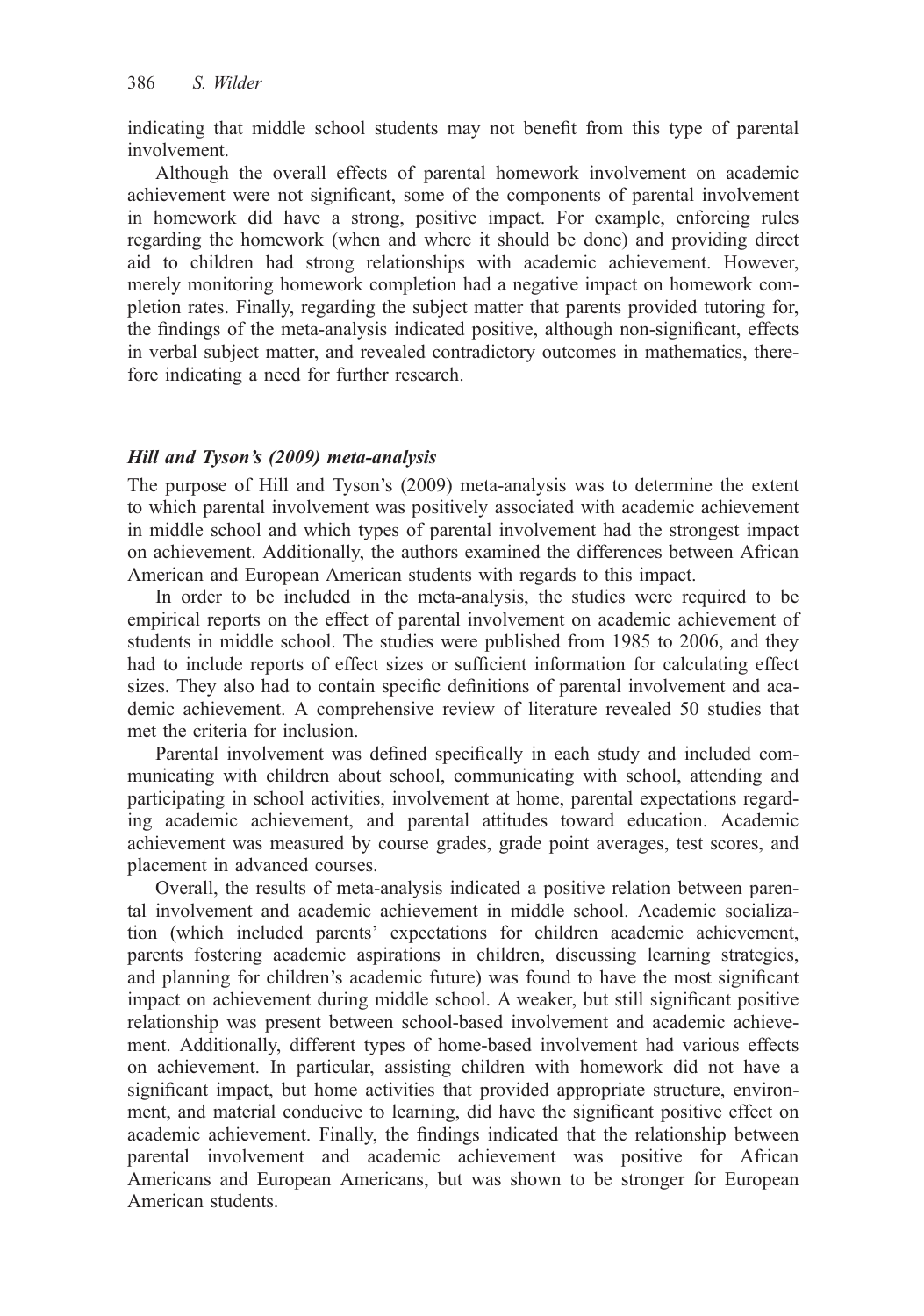indicating that middle school students may not benefit from this type of parental involvement.

Although the overall effects of parental homework involvement on academic achievement were not significant, some of the components of parental involvement in homework did have a strong, positive impact. For example, enforcing rules regarding the homework (when and where it should be done) and providing direct aid to children had strong relationships with academic achievement. However, merely monitoring homework completion had a negative impact on homework completion rates. Finally, regarding the subject matter that parents provided tutoring for, the findings of the meta-analysis indicated positive, although non-significant, effects in verbal subject matter, and revealed contradictory outcomes in mathematics, therefore indicating a need for further research.

### *Hill and Tyson's (2009) meta-analysis*

The purpose of Hill and Tyson's (2009) meta-analysis was to determine the extent to which parental involvement was positively associated with academic achievement in middle school and which types of parental involvement had the strongest impact on achievement. Additionally, the authors examined the differences between African American and European American students with regards to this impact.

In order to be included in the meta-analysis, the studies were required to be empirical reports on the effect of parental involvement on academic achievement of students in middle school. The studies were published from 1985 to 2006, and they had to include reports of effect sizes or sufficient information for calculating effect sizes. They also had to contain specific definitions of parental involvement and academic achievement. A comprehensive review of literature revealed 50 studies that met the criteria for inclusion.

Parental involvement was defined specifically in each study and included communicating with children about school, communicating with school, attending and participating in school activities, involvement at home, parental expectations regarding academic achievement, and parental attitudes toward education. Academic achievement was measured by course grades, grade point averages, test scores, and placement in advanced courses.

Overall, the results of meta-analysis indicated a positive relation between parental involvement and academic achievement in middle school. Academic socialization (which included parents' expectations for children academic achievement, parents fostering academic aspirations in children, discussing learning strategies, and planning for children's academic future) was found to have the most significant impact on achievement during middle school. A weaker, but still significant positive relationship was present between school-based involvement and academic achievement. Additionally, different types of home-based involvement had various effects on achievement. In particular, assisting children with homework did not have a significant impact, but home activities that provided appropriate structure, environment, and material conducive to learning, did have the significant positive effect on academic achievement. Finally, the findings indicated that the relationship between parental involvement and academic achievement was positive for African Americans and European Americans, but was shown to be stronger for European American students.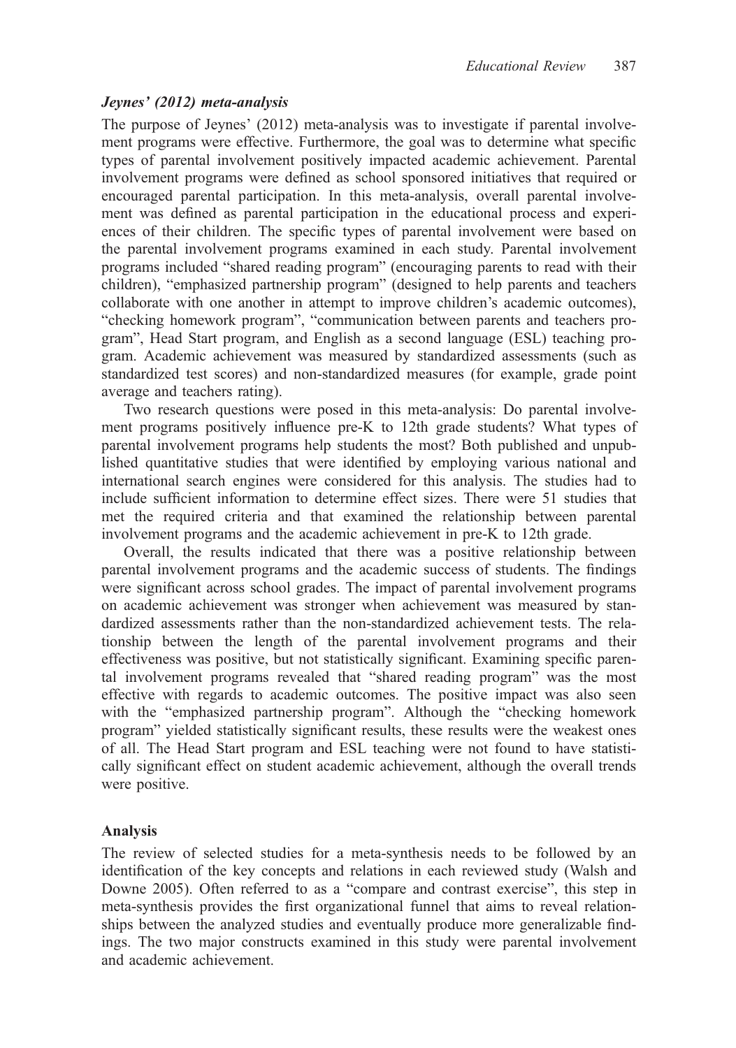### *Jeynes' (2012) meta-analysis*

The purpose of Jeynes' (2012) meta-analysis was to investigate if parental involvement programs were effective. Furthermore, the goal was to determine what specific types of parental involvement positively impacted academic achievement. Parental involvement programs were defined as school sponsored initiatives that required or encouraged parental participation. In this meta-analysis, overall parental involvement was defined as parental participation in the educational process and experiences of their children. The specific types of parental involvement were based on the parental involvement programs examined in each study. Parental involvement programs included "shared reading program" (encouraging parents to read with their children), "emphasized partnership program" (designed to help parents and teachers collaborate with one another in attempt to improve children's academic outcomes), "checking homework program", "communication between parents and teachers program", Head Start program, and English as a second language (ESL) teaching program. Academic achievement was measured by standardized assessments (such as standardized test scores) and non-standardized measures (for example, grade point average and teachers rating).

Two research questions were posed in this meta-analysis: Do parental involvement programs positively influence pre-K to 12th grade students? What types of parental involvement programs help students the most? Both published and unpublished quantitative studies that were identified by employing various national and international search engines were considered for this analysis. The studies had to include sufficient information to determine effect sizes. There were 51 studies that met the required criteria and that examined the relationship between parental involvement programs and the academic achievement in pre-K to 12th grade.

Overall, the results indicated that there was a positive relationship between parental involvement programs and the academic success of students. The findings were significant across school grades. The impact of parental involvement programs on academic achievement was stronger when achievement was measured by standardized assessments rather than the non-standardized achievement tests. The relationship between the length of the parental involvement programs and their effectiveness was positive, but not statistically significant. Examining specific parental involvement programs revealed that "shared reading program" was the most effective with regards to academic outcomes. The positive impact was also seen with the "emphasized partnership program". Although the "checking homework program" yielded statistically significant results, these results were the weakest ones of all. The Head Start program and ESL teaching were not found to have statistically significant effect on student academic achievement, although the overall trends were positive.

## Analysis

The review of selected studies for a meta-synthesis needs to be followed by an identification of the key concepts and relations in each reviewed study (Walsh and Downe 2005). Often referred to as a "compare and contrast exercise", this step in meta-synthesis provides the first organizational funnel that aims to reveal relationships between the analyzed studies and eventually produce more generalizable findings. The two major constructs examined in this study were parental involvement and academic achievement.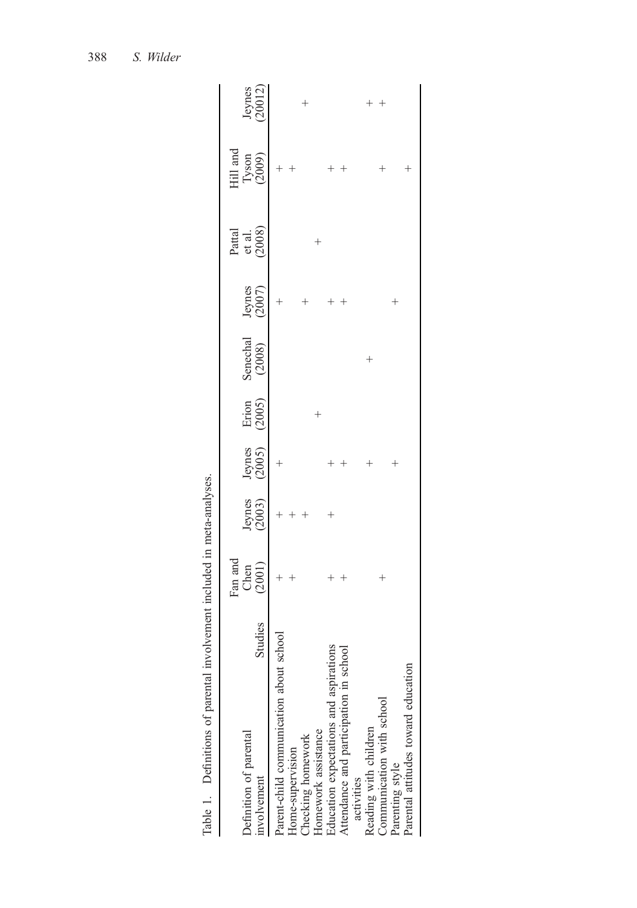Table 1. Definitions of parental involvement included in meta-analyses.

| Definition of parental involvement / Studies | Fan and Chen (2001) | Jeynes (2003) | Jeynes (2005) | Erion (2005) | Senechal (2008) | Jeynes (2007) | Pattal et al. (2008) | Hill and Tyson (2009) | Jeynes (20012) |
|---|---|---|---|---|---|---|---|---|---|
| Parent-child communication about school | + | + | + | | | + | | + | |
| Home-supervision | + | + | | | | | | + | |
| Checking homework | | + | | | | + | | | + |
| Homework assistance | | | | + | | | + | | |
| Education expectations and aspirations | + | + | + | | | + | | + | |
| Attendance and participation in school activities | + | | + | | | + | | + | |
| Reading with children | | | + | | + | | | | + |
| Communication with school | + | | | | | | | + | + |
| Parenting style | | | + | | | + | | | |
| Parental attitudes toward education | | | | | | | | + | |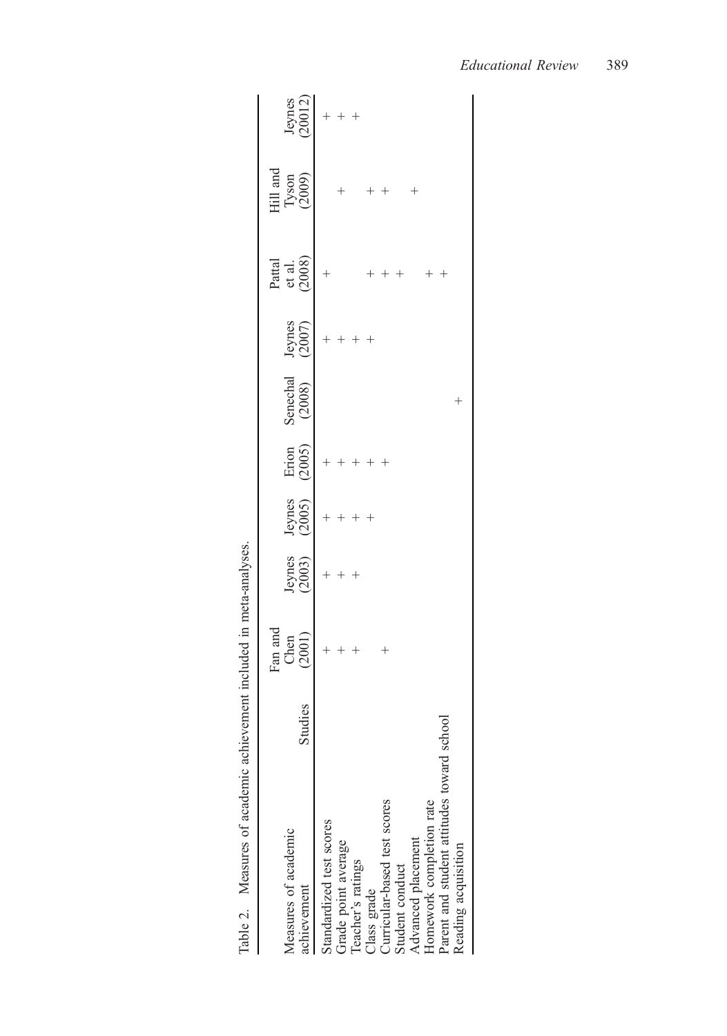Table 2. Measures of academic achievement included in meta-analyses.

| Measures of academic achievement / Studies | Fan and Chen (2001) | Jeynes (2003) | Jeynes (2005) | Erion (2005) | Senechal (2008) | Jeynes (2007) | Pattal et al. (2008) | Hill and Tyson (2009) | Jeynes (20012) |
|---|---|---|---|---|---|---|---|---|---|
| Standardized test scores | + | + | + | + | | + | + | | + |
| Grade point average | + | + | + | + | | + | | + | + |
| Teacher's ratings | + | + | + | + | | + | | | + |
| Class grade | | | + | + | | + | + | + | |
| Curricular-based test scores | + | | | + | | | + | + | |
| Student conduct | | | | | | | + | | |
| Advanced placement | | | | | | | | + | |
| Homework completion rate | | | | | | | + | | |
| Parent and student attitudes toward school | | | | | | | + | | |
| Reading acquisition | | | | | + | | | | |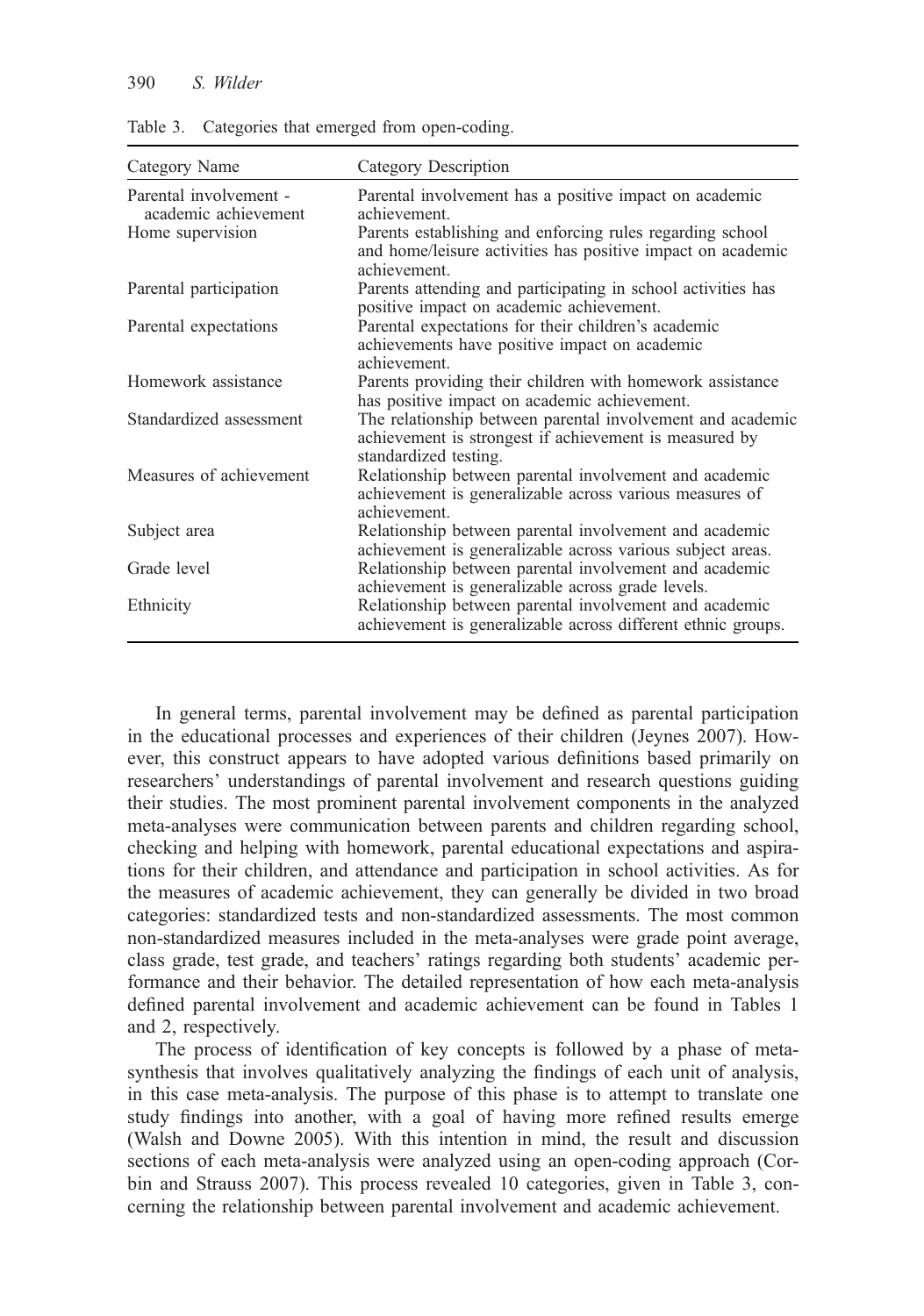Table 3. Categories that emerged from open-coding.

| Category Name | Category Description |
|---|---|
| Parental involvement - academic achievement | Parental involvement has a positive impact on academic achievement. |
| Home supervision | Parents establishing and enforcing rules regarding school and home/leisure activities has positive impact on academic achievement. |
| Parental participation | Parents attending and participating in school activities has positive impact on academic achievement. |
| Parental expectations | Parental expectations for their children's academic achievements have positive impact on academic achievement. |
| Homework assistance | Parents providing their children with homework assistance has positive impact on academic achievement. |
| Standardized assessment | The relationship between parental involvement and academic achievement is strongest if achievement is measured by standardized testing. |
| Measures of achievement | Relationship between parental involvement and academic achievement is generalizable across various measures of achievement. |
| Subject area | Relationship between parental involvement and academic achievement is generalizable across various subject areas. |
| Grade level | Relationship between parental involvement and academic achievement is generalizable across grade levels. |
| Ethnicity | Relationship between parental involvement and academic achievement is generalizable across different ethnic groups. |

In general terms, parental involvement may be defined as parental participation in the educational processes and experiences of their children (Jeynes 2007). However, this construct appears to have adopted various definitions based primarily on researchers' understandings of parental involvement and research questions guiding their studies. The most prominent parental involvement components in the analyzed meta-analyses were communication between parents and children regarding school, checking and helping with homework, parental educational expectations and aspirations for their children, and attendance and participation in school activities. As for the measures of academic achievement, they can generally be divided in two broad categories: standardized tests and non-standardized assessments. The most common non-standardized measures included in the meta-analyses were grade point average, class grade, test grade, and teachers' ratings regarding both students' academic performance and their behavior. The detailed representation of how each meta-analysis defined parental involvement and academic achievement can be found in Tables 1 and 2, respectively.

The process of identification of key concepts is followed by a phase of meta-synthesis that involves qualitatively analyzing the findings of each unit of analysis, in this case meta-analysis. The purpose of this phase is to attempt to translate one study findings into another, with a goal of having more refined results emerge (Walsh and Downe 2005). With this intention in mind, the result and discussion sections of each meta-analysis were analyzed using an open-coding approach (Corbin and Strauss 2007). This process revealed 10 categories, given in Table 3, concerning the relationship between parental involvement and academic achievement.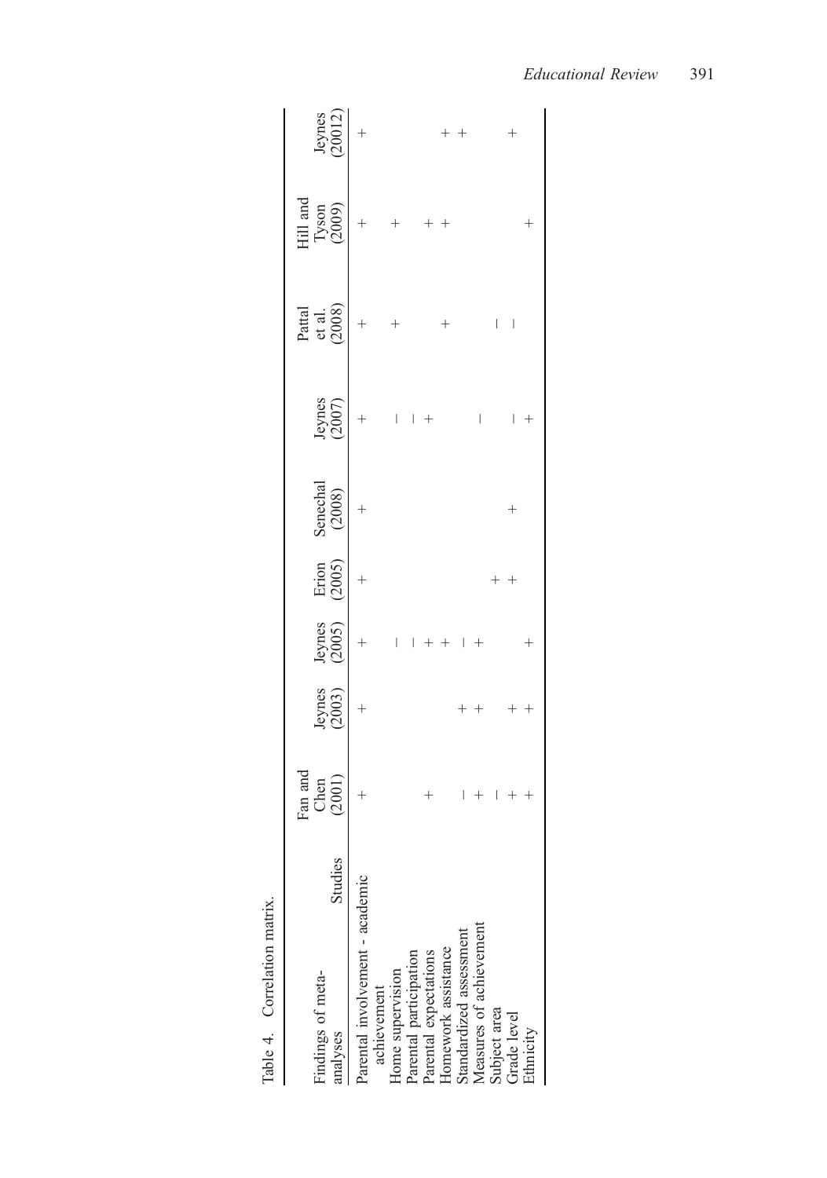Table 4. Correlation matrix.

| Findings of meta-analyses / Studies | Fan and Chen (2001) | Jeynes (2003) | Jeynes (2005) | Erion (2005) | Senechal (2008) | Jeynes (2007) | Pattal et al. (2008) | Hill and Tyson (2009) | Jeynes (20012) |
|---|---|---|---|---|---|---|---|---|---|
| Parental involvement - academic achievement | + | + | + | + | + | + | + | + | + |
| Home supervision | | | − | | | − | + | + | |
| Parental participation | | | − | | | − | | | |
| Parental expectations | + | | + | | | + | | + | |
| Homework assistance | | | + | | | | + | + | + |
| Standardized assessment | − | + | − | | | | | | + |
| Measures of achievement | + | + | + | | | − | | | |
| Subject area | − | | | + | | | − | | |
| Grade level | + | + | | + | + | − | − | | |
| Ethnicity | + | + | + | | | + | | + | + |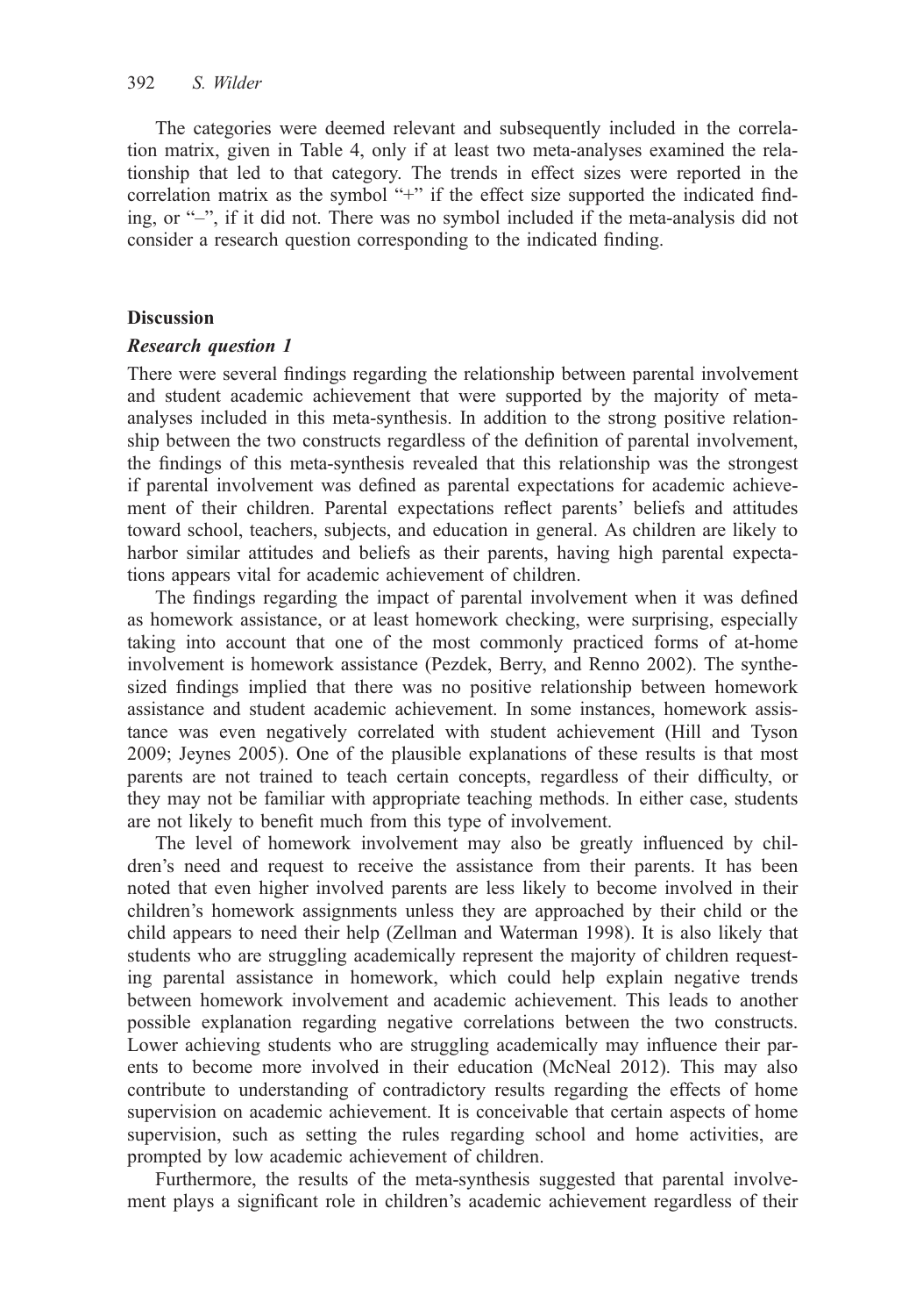The categories were deemed relevant and subsequently included in the correlation matrix, given in Table 4, only if at least two meta-analyses examined the relationship that led to that category. The trends in effect sizes were reported in the correlation matrix as the symbol "+" if the effect size supported the indicated finding, or "–", if it did not. There was no symbol included if the meta-analysis did not consider a research question corresponding to the indicated finding.

## Discussion

### *Research question 1*

There were several findings regarding the relationship between parental involvement and student academic achievement that were supported by the majority of meta-analyses included in this meta-synthesis. In addition to the strong positive relationship between the two constructs regardless of the definition of parental involvement, the findings of this meta-synthesis revealed that this relationship was the strongest if parental involvement was defined as parental expectations for academic achievement of their children. Parental expectations reflect parents' beliefs and attitudes toward school, teachers, subjects, and education in general. As children are likely to harbor similar attitudes and beliefs as their parents, having high parental expectations appears vital for academic achievement of children.

The findings regarding the impact of parental involvement when it was defined as homework assistance, or at least homework checking, were surprising, especially taking into account that one of the most commonly practiced forms of at-home involvement is homework assistance (Pezdek, Berry, and Renno 2002). The synthesized findings implied that there was no positive relationship between homework assistance and student academic achievement. In some instances, homework assistance was even negatively correlated with student achievement (Hill and Tyson 2009; Jeynes 2005). One of the plausible explanations of these results is that most parents are not trained to teach certain concepts, regardless of their difficulty, or they may not be familiar with appropriate teaching methods. In either case, students are not likely to benefit much from this type of involvement.

The level of homework involvement may also be greatly influenced by children's need and request to receive the assistance from their parents. It has been noted that even higher involved parents are less likely to become involved in their children's homework assignments unless they are approached by their child or the child appears to need their help (Zellman and Waterman 1998). It is also likely that students who are struggling academically represent the majority of children requesting parental assistance in homework, which could help explain negative trends between homework involvement and academic achievement. This leads to another possible explanation regarding negative correlations between the two constructs. Lower achieving students who are struggling academically may influence their parents to become more involved in their education (McNeal 2012). This may also contribute to understanding of contradictory results regarding the effects of home supervision on academic achievement. It is conceivable that certain aspects of home supervision, such as setting the rules regarding school and home activities, are prompted by low academic achievement of children.

Furthermore, the results of the meta-synthesis suggested that parental involvement plays a significant role in children's academic achievement regardless of their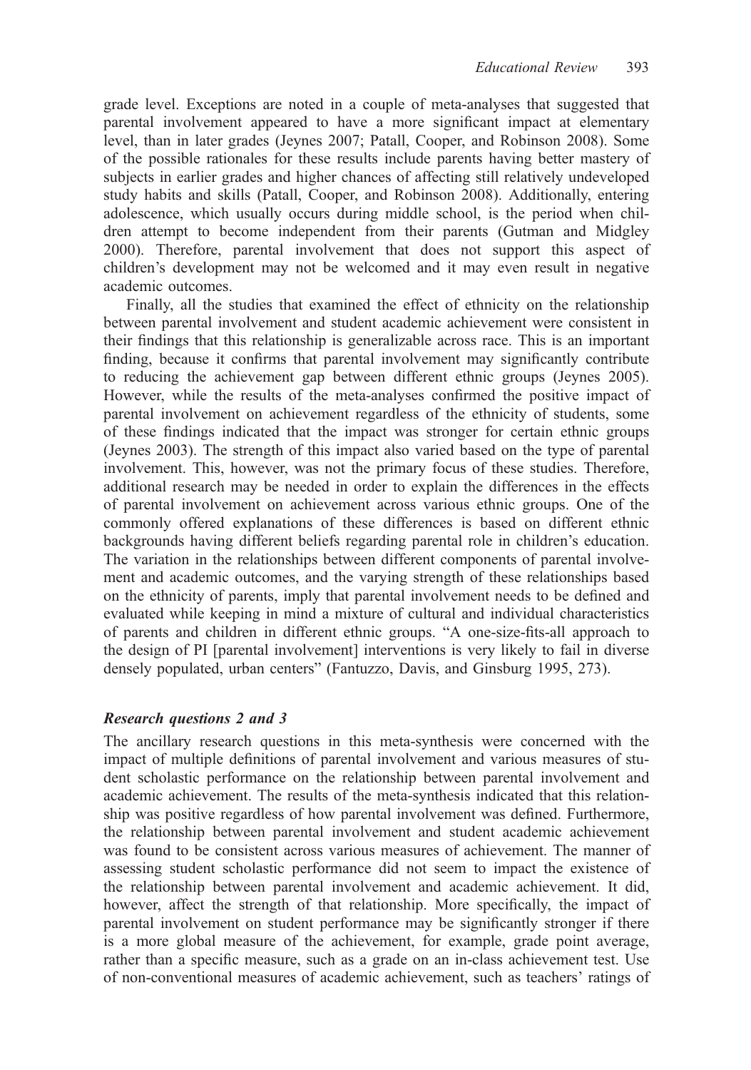grade level. Exceptions are noted in a couple of meta-analyses that suggested that parental involvement appeared to have a more significant impact at elementary level, than in later grades (Jeynes 2007; Patall, Cooper, and Robinson 2008). Some of the possible rationales for these results include parents having better mastery of subjects in earlier grades and higher chances of affecting still relatively undeveloped study habits and skills (Patall, Cooper, and Robinson 2008). Additionally, entering adolescence, which usually occurs during middle school, is the period when children attempt to become independent from their parents (Gutman and Midgley 2000). Therefore, parental involvement that does not support this aspect of children's development may not be welcomed and it may even result in negative academic outcomes.

Finally, all the studies that examined the effect of ethnicity on the relationship between parental involvement and student academic achievement were consistent in their findings that this relationship is generalizable across race. This is an important finding, because it confirms that parental involvement may significantly contribute to reducing the achievement gap between different ethnic groups (Jeynes 2005). However, while the results of the meta-analyses confirmed the positive impact of parental involvement on achievement regardless of the ethnicity of students, some of these findings indicated that the impact was stronger for certain ethnic groups (Jeynes 2003). The strength of this impact also varied based on the type of parental involvement. This, however, was not the primary focus of these studies. Therefore, additional research may be needed in order to explain the differences in the effects of parental involvement on achievement across various ethnic groups. One of the commonly offered explanations of these differences is based on different ethnic backgrounds having different beliefs regarding parental role in children's education. The variation in the relationships between different components of parental involvement and academic outcomes, and the varying strength of these relationships based on the ethnicity of parents, imply that parental involvement needs to be defined and evaluated while keeping in mind a mixture of cultural and individual characteristics of parents and children in different ethnic groups. "A one-size-fits-all approach to the design of PI [parental involvement] interventions is very likely to fail in diverse densely populated, urban centers" (Fantuzzo, Davis, and Ginsburg 1995, 273).

### *Research questions 2 and 3*

The ancillary research questions in this meta-synthesis were concerned with the impact of multiple definitions of parental involvement and various measures of student scholastic performance on the relationship between parental involvement and academic achievement. The results of the meta-synthesis indicated that this relationship was positive regardless of how parental involvement was defined. Furthermore, the relationship between parental involvement and student academic achievement was found to be consistent across various measures of achievement. The manner of assessing student scholastic performance did not seem to impact the existence of the relationship between parental involvement and academic achievement. It did, however, affect the strength of that relationship. More specifically, the impact of parental involvement on student performance may be significantly stronger if there is a more global measure of the achievement, for example, grade point average, rather than a specific measure, such as a grade on an in-class achievement test. Use of non-conventional measures of academic achievement, such as teachers' ratings of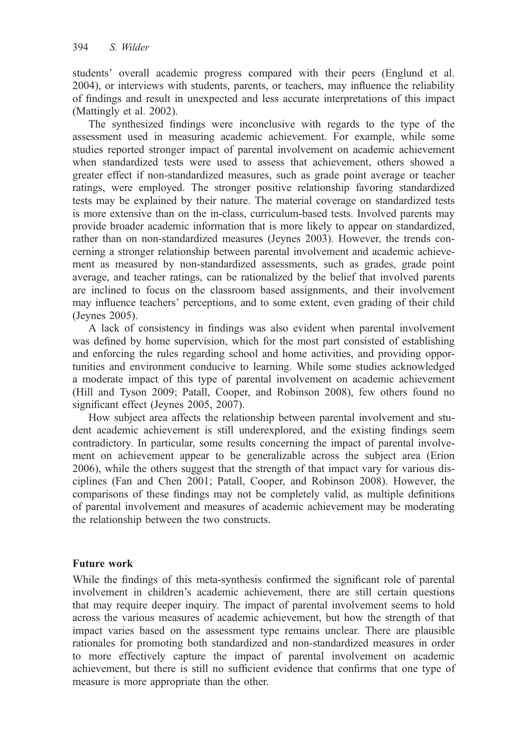students' overall academic progress compared with their peers (Englund et al. 2004), or interviews with students, parents, or teachers, may influence the reliability of findings and result in unexpected and less accurate interpretations of this impact (Mattingly et al. 2002).

The synthesized findings were inconclusive with regards to the type of the assessment used in measuring academic achievement. For example, while some studies reported stronger impact of parental involvement on academic achievement when standardized tests were used to assess that achievement, others showed a greater effect if non-standardized measures, such as grade point average or teacher ratings, were employed. The stronger positive relationship favoring standardized tests may be explained by their nature. The material coverage on standardized tests is more extensive than on the in-class, curriculum-based tests. Involved parents may provide broader academic information that is more likely to appear on standardized, rather than on non-standardized measures (Jeynes 2003). However, the trends concerning a stronger relationship between parental involvement and academic achievement as measured by non-standardized assessments, such as grades, grade point average, and teacher ratings, can be rationalized by the belief that involved parents are inclined to focus on the classroom based assignments, and their involvement may influence teachers' perceptions, and to some extent, even grading of their child (Jeynes 2005).

A lack of consistency in findings was also evident when parental involvement was defined by home supervision, which for the most part consisted of establishing and enforcing the rules regarding school and home activities, and providing opportunities and environment conducive to learning. While some studies acknowledged a moderate impact of this type of parental involvement on academic achievement (Hill and Tyson 2009; Patall, Cooper, and Robinson 2008), few others found no significant effect (Jeynes 2005, 2007).

How subject area affects the relationship between parental involvement and student academic achievement is still underexplored, and the existing findings seem contradictory. In particular, some results concerning the impact of parental involvement on achievement appear to be generalizable across the subject area (Erion 2006), while the others suggest that the strength of that impact vary for various disciplines (Fan and Chen 2001; Patall, Cooper, and Robinson 2008). However, the comparisons of these findings may not be completely valid, as multiple definitions of parental involvement and measures of academic achievement may be moderating the relationship between the two constructs.

## Future work

While the findings of this meta-synthesis confirmed the significant role of parental involvement in children's academic achievement, there are still certain questions that may require deeper inquiry. The impact of parental involvement seems to hold across the various measures of academic achievement, but how the strength of that impact varies based on the assessment type remains unclear. There are plausible rationales for promoting both standardized and non-standardized measures in order to more effectively capture the impact of parental involvement on academic achievement, but there is still no sufficient evidence that confirms that one type of measure is more appropriate than the other.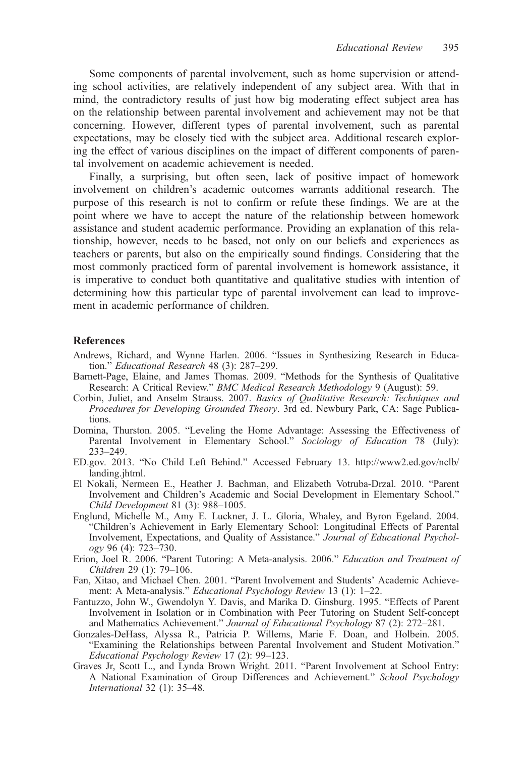Some components of parental involvement, such as home supervision or attending school activities, are relatively independent of any subject area. With that in mind, the contradictory results of just how big moderating effect subject area has on the relationship between parental involvement and achievement may not be that concerning. However, different types of parental involvement, such as parental expectations, may be closely tied with the subject area. Additional research exploring the effect of various disciplines on the impact of different components of parental involvement on academic achievement is needed.

Finally, a surprising, but often seen, lack of positive impact of homework involvement on children's academic outcomes warrants additional research. The purpose of this research is not to confirm or refute these findings. We are at the point where we have to accept the nature of the relationship between homework assistance and student academic performance. Providing an explanation of this relationship, however, needs to be based, not only on our beliefs and experiences as teachers or parents, but also on the empirically sound findings. Considering that the most commonly practiced form of parental involvement is homework assistance, it is imperative to conduct both quantitative and qualitative studies with intention of determining how this particular type of parental involvement can lead to improvement in academic performance of children.

## References

Andrews, Richard, and Wynne Harlen. 2006. "Issues in Synthesizing Research in Education." *Educational Research* 48 (3): 287–299.

Barnett-Page, Elaine, and James Thomas. 2009. "Methods for the Synthesis of Qualitative Research: A Critical Review." *BMC Medical Research Methodology* 9 (August): 59.

Corbin, Juliet, and Anselm Strauss. 2007. *Basics of Qualitative Research: Techniques and Procedures for Developing Grounded Theory*. 3rd ed. Newbury Park, CA: Sage Publications.

Domina, Thurston. 2005. "Leveling the Home Advantage: Assessing the Effectiveness of Parental Involvement in Elementary School." *Sociology of Education* 78 (July): 233–249.

ED.gov. 2013. "No Child Left Behind." Accessed February 13. http://www2.ed.gov/nclb/landing.jhtml.

El Nokali, Nermeen E., Heather J. Bachman, and Elizabeth Votruba-Drzal. 2010. "Parent Involvement and Children's Academic and Social Development in Elementary School." *Child Development* 81 (3): 988–1005.

Englund, Michelle M., Amy E. Luckner, J. L. Gloria, Whaley, and Byron Egeland. 2004. "Children's Achievement in Early Elementary School: Longitudinal Effects of Parental Involvement, Expectations, and Quality of Assistance." *Journal of Educational Psychology* 96 (4): 723–730.

Erion, Joel R. 2006. "Parent Tutoring: A Meta-analysis. 2006." *Education and Treatment of Children* 29 (1): 79–106.

Fan, Xitao, and Michael Chen. 2001. "Parent Involvement and Students' Academic Achievement: A Meta-analysis." *Educational Psychology Review* 13 (1): 1–22.

Fantuzzo, John W., Gwendolyn Y. Davis, and Marika D. Ginsburg. 1995. "Effects of Parent Involvement in Isolation or in Combination with Peer Tutoring on Student Self-concept and Mathematics Achievement." *Journal of Educational Psychology* 87 (2): 272–281.

Gonzales-DeHass, Alyssa R., Patricia P. Willems, Marie F. Doan, and Holbein. 2005. "Examining the Relationships between Parental Involvement and Student Motivation." *Educational Psychology Review* 17 (2): 99–123.

Graves Jr, Scott L., and Lynda Brown Wright. 2011. "Parent Involvement at School Entry: A National Examination of Group Differences and Achievement." *School Psychology International* 32 (1): 35–48.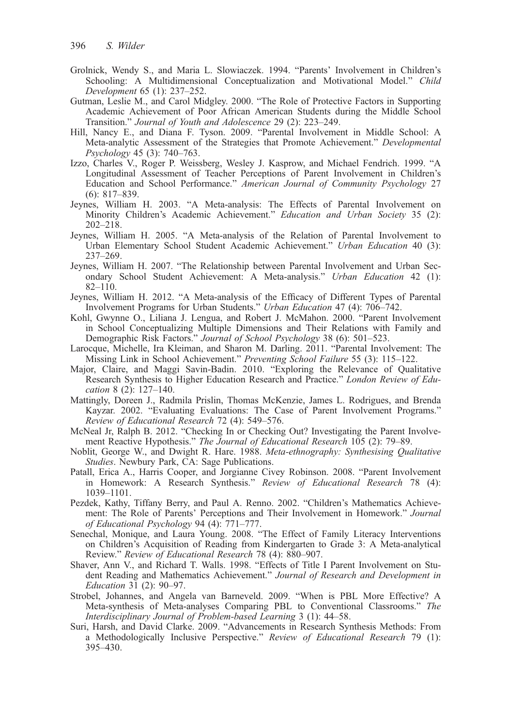Grolnick, Wendy S., and Maria L. Slowiaczek. 1994. "Parents' Involvement in Children's Schooling: A Multidimensional Conceptualization and Motivational Model." *Child Development* 65 (1): 237–252.

Gutman, Leslie M., and Carol Midgley. 2000. "The Role of Protective Factors in Supporting Academic Achievement of Poor African American Students during the Middle School Transition." *Journal of Youth and Adolescence* 29 (2): 223–249.

Hill, Nancy E., and Diana F. Tyson. 2009. "Parental Involvement in Middle School: A Meta-analytic Assessment of the Strategies that Promote Achievement." *Developmental Psychology* 45 (3): 740–763.

Izzo, Charles V., Roger P. Weissberg, Wesley J. Kasprow, and Michael Fendrich. 1999. "A Longitudinal Assessment of Teacher Perceptions of Parent Involvement in Children's Education and School Performance." *American Journal of Community Psychology* 27 (6): 817–839.

Jeynes, William H. 2003. "A Meta-analysis: The Effects of Parental Involvement on Minority Children's Academic Achievement." *Education and Urban Society* 35 (2): 202–218.

Jeynes, William H. 2005. "A Meta-analysis of the Relation of Parental Involvement to Urban Elementary School Student Academic Achievement." *Urban Education* 40 (3): 237–269.

Jeynes, William H. 2007. "The Relationship between Parental Involvement and Urban Secondary School Student Achievement: A Meta-analysis." *Urban Education* 42 (1): 82–110.

Jeynes, William H. 2012. "A Meta-analysis of the Efficacy of Different Types of Parental Involvement Programs for Urban Students." *Urban Education* 47 (4): 706–742.

Kohl, Gwynne O., Liliana J. Lengua, and Robert J. McMahon. 2000. "Parent Involvement in School Conceptualizing Multiple Dimensions and Their Relations with Family and Demographic Risk Factors." *Journal of School Psychology* 38 (6): 501–523.

Larocque, Michelle, Ira Kleiman, and Sharon M. Darling. 2011. "Parental Involvement: The Missing Link in School Achievement." *Preventing School Failure* 55 (3): 115–122.

Major, Claire, and Maggi Savin-Badin. 2010. "Exploring the Relevance of Qualitative Research Synthesis to Higher Education Research and Practice." *London Review of Education* 8 (2): 127–140.

Mattingly, Doreen J., Radmila Prislin, Thomas McKenzie, James L. Rodrigues, and Brenda Kayzar. 2002. "Evaluating Evaluations: The Case of Parent Involvement Programs." *Review of Educational Research* 72 (4): 549–576.

McNeal Jr, Ralph B. 2012. "Checking In or Checking Out? Investigating the Parent Involvement Reactive Hypothesis." *The Journal of Educational Research* 105 (2): 79–89.

Noblit, George W., and Dwight R. Hare. 1988. *Meta-ethnography: Synthesising Qualitative Studies*. Newbury Park, CA: Sage Publications.

Patall, Erica A., Harris Cooper, and Jorgianne Civey Robinson. 2008. "Parent Involvement in Homework: A Research Synthesis." *Review of Educational Research* 78 (4): 1039–1101.

Pezdek, Kathy, Tiffany Berry, and Paul A. Renno. 2002. "Children's Mathematics Achievement: The Role of Parents' Perceptions and Their Involvement in Homework." *Journal of Educational Psychology* 94 (4): 771–777.

Senechal, Monique, and Laura Young. 2008. "The Effect of Family Literacy Interventions on Children's Acquisition of Reading from Kindergarten to Grade 3: A Meta-analytical Review." *Review of Educational Research* 78 (4): 880–907.

Shaver, Ann V., and Richard T. Walls. 1998. "Effects of Title I Parent Involvement on Student Reading and Mathematics Achievement." *Journal of Research and Development in Education* 31 (2): 90–97.

Strobel, Johannes, and Angela van Barneveld. 2009. "When is PBL More Effective? A Meta-synthesis of Meta-analyses Comparing PBL to Conventional Classrooms." *The Interdisciplinary Journal of Problem-based Learning* 3 (1): 44–58.

Suri, Harsh, and David Clarke. 2009. "Advancements in Research Synthesis Methods: From a Methodologically Inclusive Perspective." *Review of Educational Research* 79 (1): 395–430.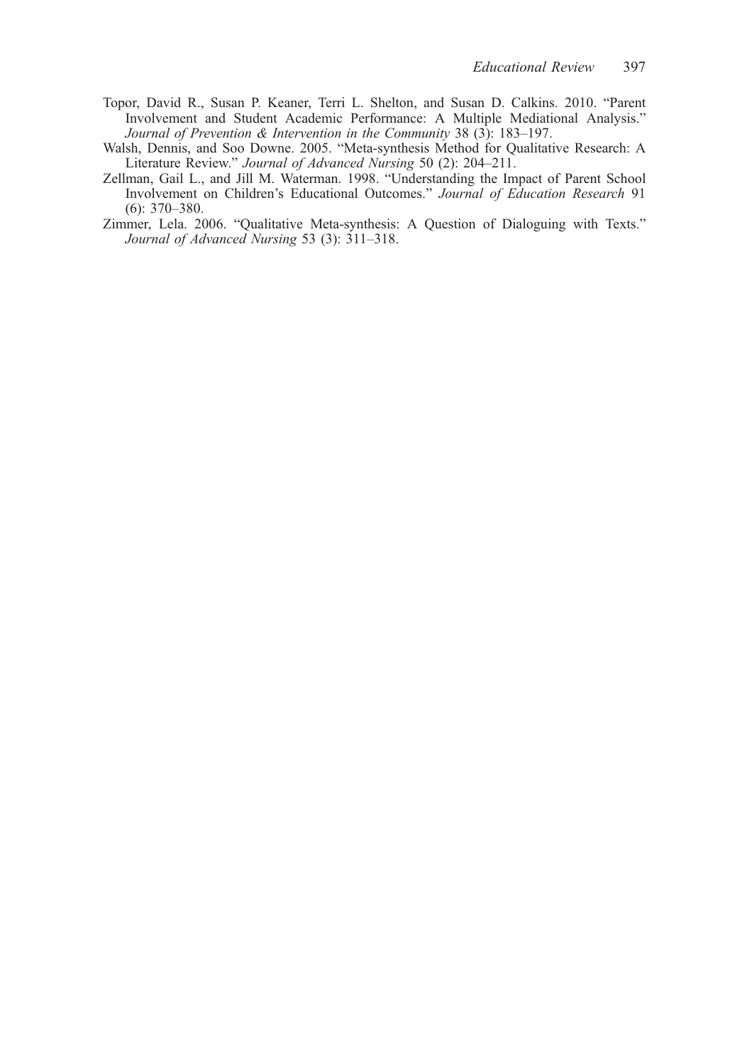Topor, David R., Susan P. Keaner, Terri L. Shelton, and Susan D. Calkins. 2010. "Parent Involvement and Student Academic Performance: A Multiple Mediational Analysis." *Journal of Prevention & Intervention in the Community* 38 (3): 183–197.

Walsh, Dennis, and Soo Downe. 2005. "Meta-synthesis Method for Qualitative Research: A Literature Review." *Journal of Advanced Nursing* 50 (2): 204–211.

Zellman, Gail L., and Jill M. Waterman. 1998. "Understanding the Impact of Parent School Involvement on Children's Educational Outcomes." *Journal of Education Research* 91 (6): 370–380.

Zimmer, Lela. 2006. "Qualitative Meta-synthesis: A Question of Dialoguing with Texts." *Journal of Advanced Nursing* 53 (3): 311–318.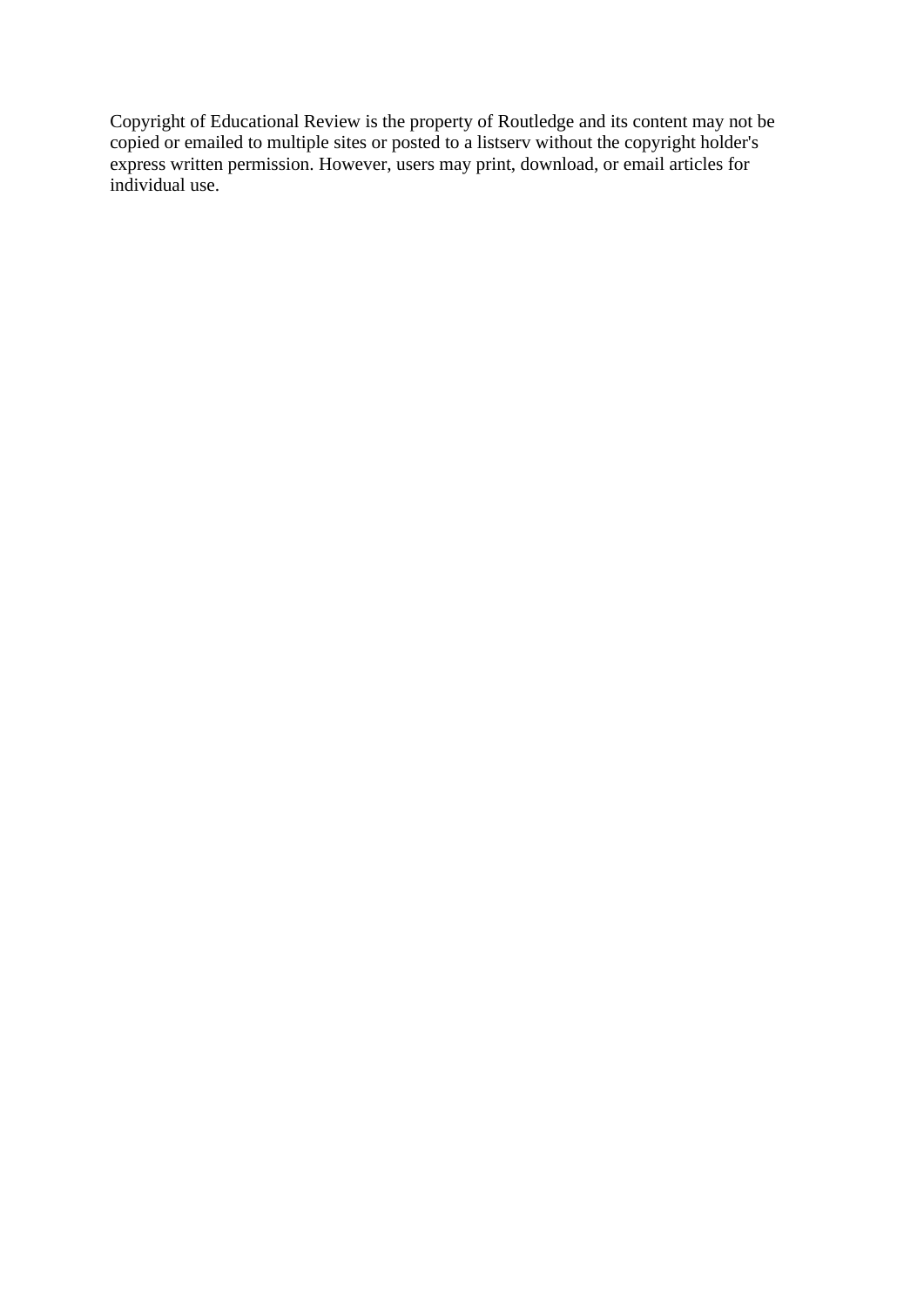Copyright of Educational Review is the property of Routledge and its content may not be copied or emailed to multiple sites or posted to a listserv without the copyright holder's express written permission. However, users may print, download, or email articles for individual use.